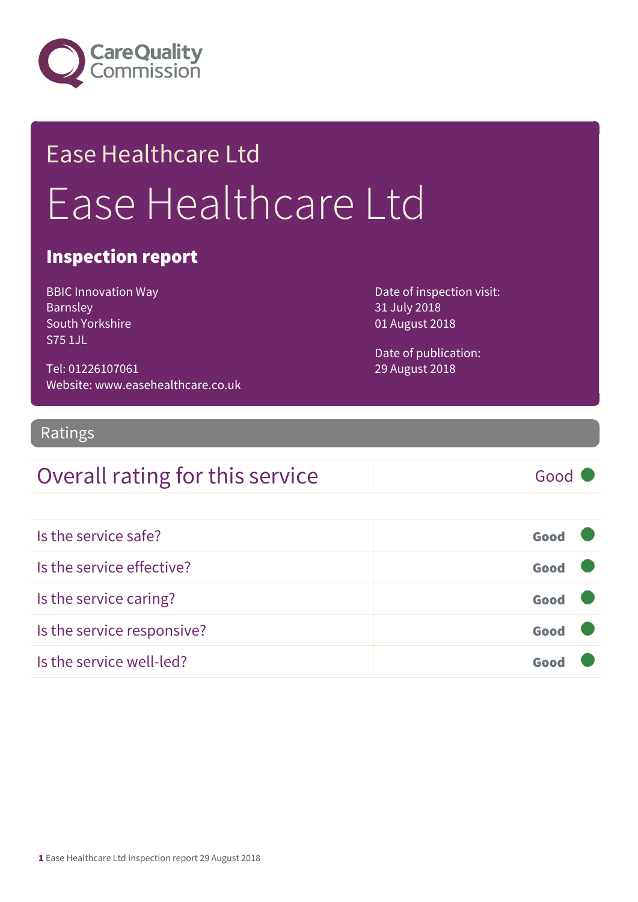Care Quality Commission

# Ease Healthcare Ltd

# Ease Healthcare Ltd

## Inspection report

BBIC Innovation Way
Barnsley
South Yorkshire
S75 1JL

Tel: 01226107061
Website: www.easehealthcare.co.uk

Date of inspection visit:
31 July 2018
01 August 2018

Date of publication:
29 August 2018

## Ratings

| Overall rating for this service | Good |
|---|---|

| | |
|---|---|
| Is the service safe? | **Good** |
| Is the service effective? | **Good** |
| Is the service caring? | **Good** |
| Is the service responsive? | **Good** |
| Is the service well-led? | **Good** |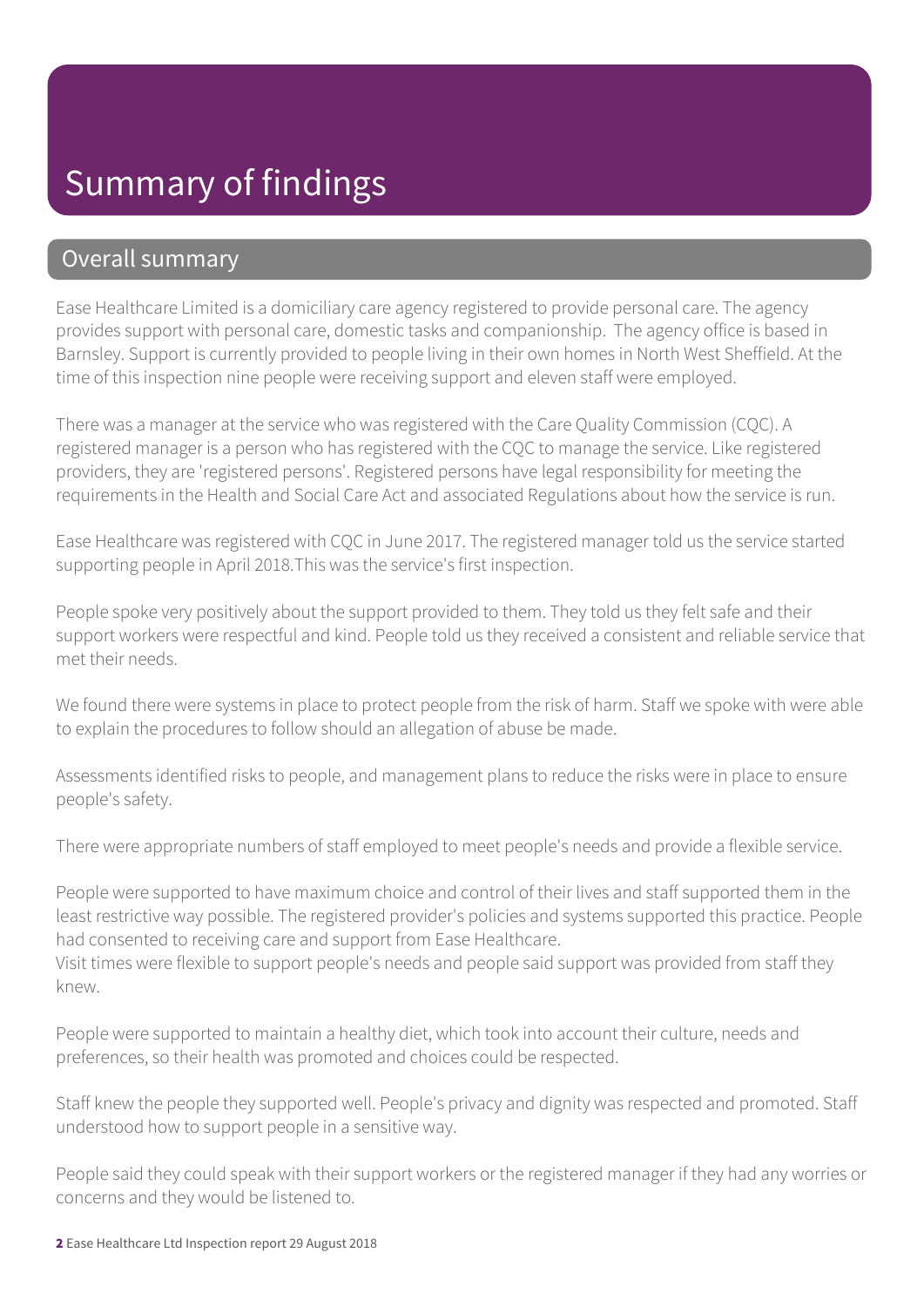# Summary of findings

## Overall summary

Ease Healthcare Limited is a domiciliary care agency registered to provide personal care. The agency provides support with personal care, domestic tasks and companionship. The agency office is based in Barnsley. Support is currently provided to people living in their own homes in North West Sheffield. At the time of this inspection nine people were receiving support and eleven staff were employed.

There was a manager at the service who was registered with the Care Quality Commission (CQC). A registered manager is a person who has registered with the CQC to manage the service. Like registered providers, they are 'registered persons'. Registered persons have legal responsibility for meeting the requirements in the Health and Social Care Act and associated Regulations about how the service is run.

Ease Healthcare was registered with CQC in June 2017. The registered manager told us the service started supporting people in April 2018.This was the service's first inspection.

People spoke very positively about the support provided to them. They told us they felt safe and their support workers were respectful and kind. People told us they received a consistent and reliable service that met their needs.

We found there were systems in place to protect people from the risk of harm. Staff we spoke with were able to explain the procedures to follow should an allegation of abuse be made.

Assessments identified risks to people, and management plans to reduce the risks were in place to ensure people's safety.

There were appropriate numbers of staff employed to meet people's needs and provide a flexible service.

People were supported to have maximum choice and control of their lives and staff supported them in the least restrictive way possible. The registered provider's policies and systems supported this practice. People had consented to receiving care and support from Ease Healthcare.
Visit times were flexible to support people's needs and people said support was provided from staff they knew.

People were supported to maintain a healthy diet, which took into account their culture, needs and preferences, so their health was promoted and choices could be respected.

Staff knew the people they supported well. People's privacy and dignity was respected and promoted. Staff understood how to support people in a sensitive way.

People said they could speak with their support workers or the registered manager if they had any worries or concerns and they would be listened to.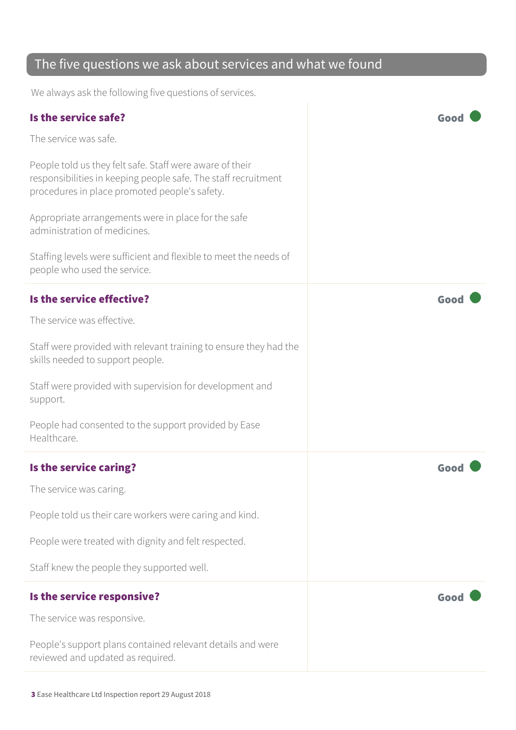## The five questions we ask about services and what we found

We always ask the following five questions of services.

### Is the service safe?

**Good**

The service was safe.

People told us they felt safe. Staff were aware of their responsibilities in keeping people safe. The staff recruitment procedures in place promoted people's safety.

Appropriate arrangements were in place for the safe administration of medicines.

Staffing levels were sufficient and flexible to meet the needs of people who used the service.

### Is the service effective?

**Good**

The service was effective.

Staff were provided with relevant training to ensure they had the skills needed to support people.

Staff were provided with supervision for development and support.

People had consented to the support provided by Ease Healthcare.

### Is the service caring?

**Good**

The service was caring.

People told us their care workers were caring and kind.

People were treated with dignity and felt respected.

Staff knew the people they supported well.

### Is the service responsive?

**Good**

The service was responsive.

People's support plans contained relevant details and were reviewed and updated as required.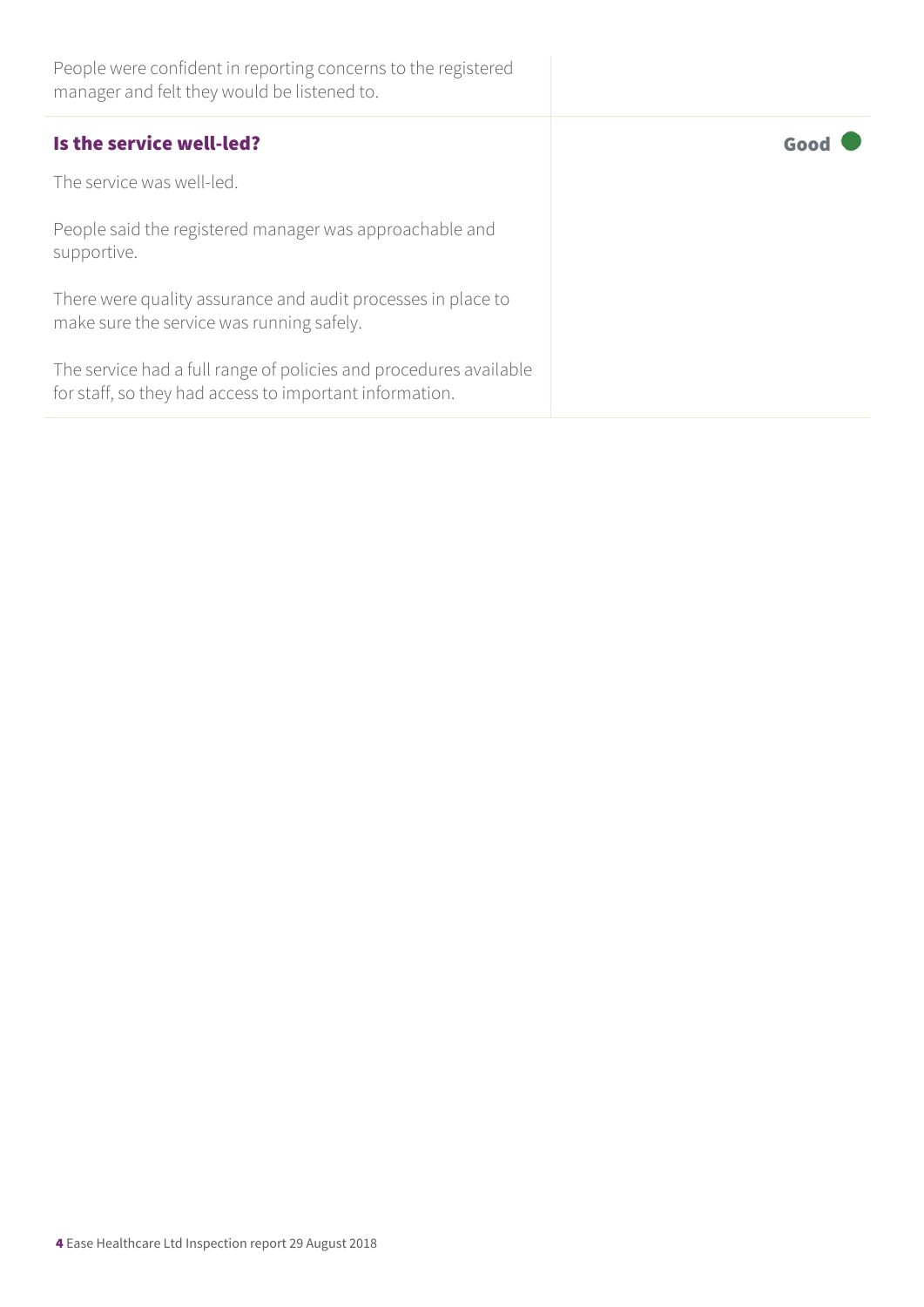People were confident in reporting concerns to the registered manager and felt they would be listened to.

### Is the service well-led?

**Good**

The service was well-led.

People said the registered manager was approachable and supportive.

There were quality assurance and audit processes in place to make sure the service was running safely.

The service had a full range of policies and procedures available for staff, so they had access to important information.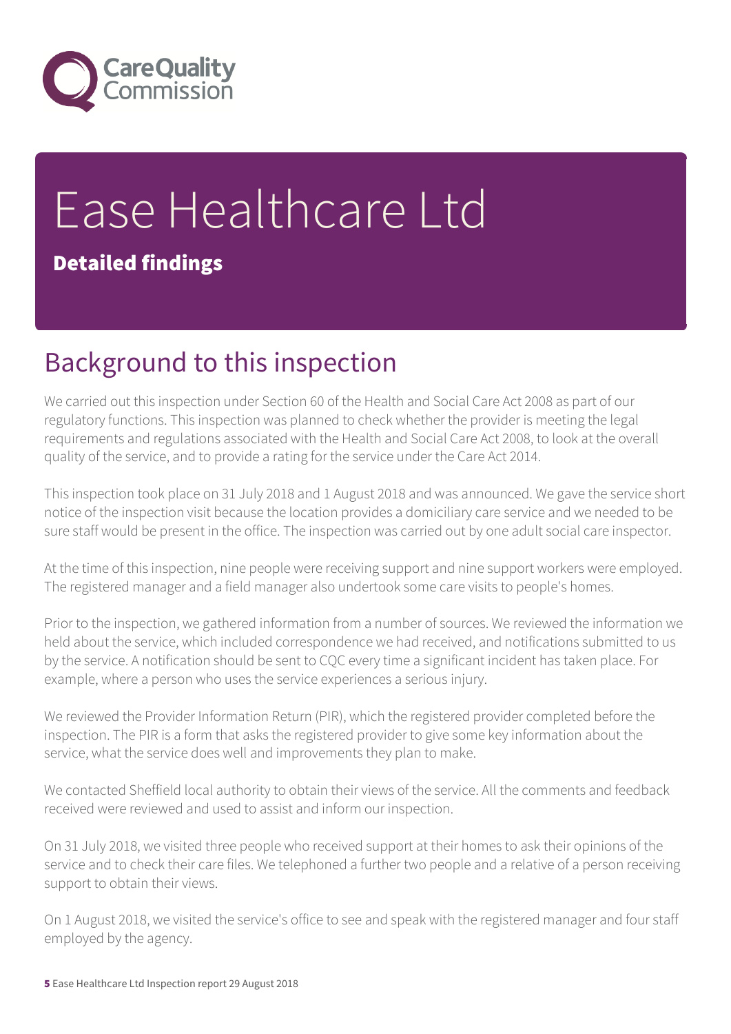# Ease Healthcare Ltd

**Detailed findings**

## Background to this inspection

We carried out this inspection under Section 60 of the Health and Social Care Act 2008 as part of our regulatory functions. This inspection was planned to check whether the provider is meeting the legal requirements and regulations associated with the Health and Social Care Act 2008, to look at the overall quality of the service, and to provide a rating for the service under the Care Act 2014.

This inspection took place on 31 July 2018 and 1 August 2018 and was announced. We gave the service short notice of the inspection visit because the location provides a domiciliary care service and we needed to be sure staff would be present in the office. The inspection was carried out by one adult social care inspector.

At the time of this inspection, nine people were receiving support and nine support workers were employed. The registered manager and a field manager also undertook some care visits to people's homes.

Prior to the inspection, we gathered information from a number of sources. We reviewed the information we held about the service, which included correspondence we had received, and notifications submitted to us by the service. A notification should be sent to CQC every time a significant incident has taken place. For example, where a person who uses the service experiences a serious injury.

We reviewed the Provider Information Return (PIR), which the registered provider completed before the inspection. The PIR is a form that asks the registered provider to give some key information about the service, what the service does well and improvements they plan to make.

We contacted Sheffield local authority to obtain their views of the service. All the comments and feedback received were reviewed and used to assist and inform our inspection.

On 31 July 2018, we visited three people who received support at their homes to ask their opinions of the service and to check their care files. We telephoned a further two people and a relative of a person receiving support to obtain their views.

On 1 August 2018, we visited the service's office to see and speak with the registered manager and four staff employed by the agency.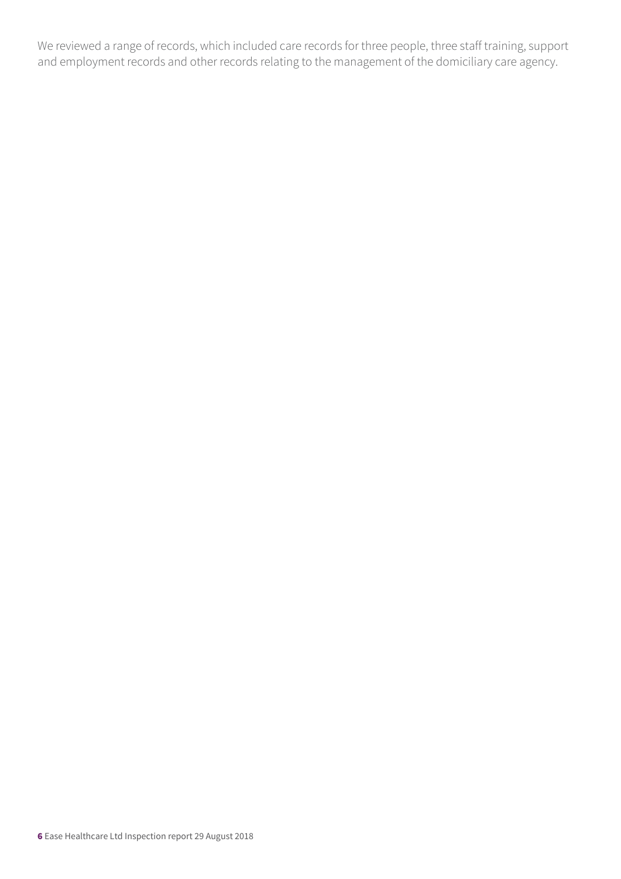We reviewed a range of records, which included care records for three people, three staff training, support and employment records and other records relating to the management of the domiciliary care agency.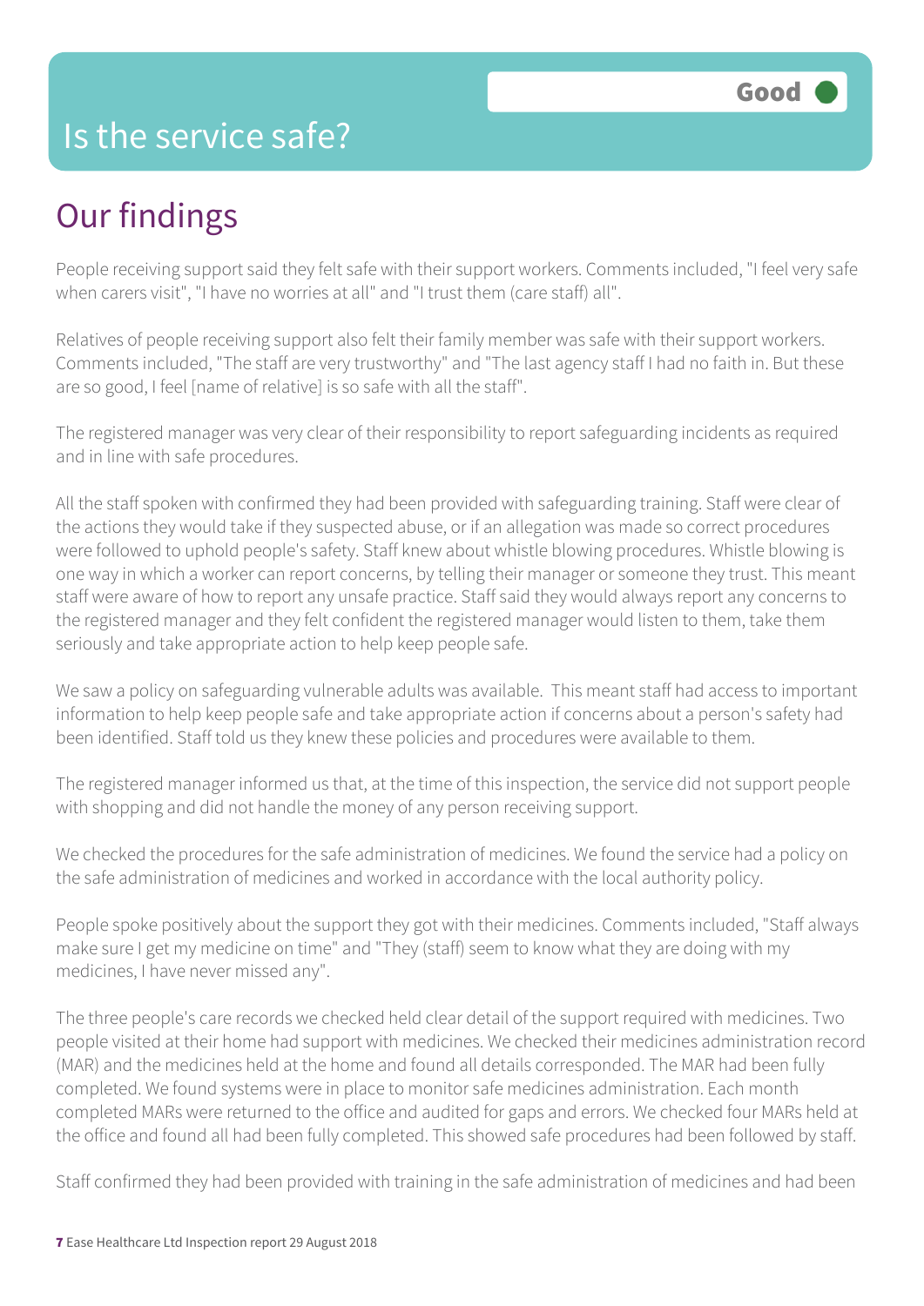# Is the service safe?

Good

## Our findings

People receiving support said they felt safe with their support workers. Comments included, "I feel very safe when carers visit", "I have no worries at all" and "I trust them (care staff) all".

Relatives of people receiving support also felt their family member was safe with their support workers. Comments included, "The staff are very trustworthy" and "The last agency staff I had no faith in. But these are so good, I feel [name of relative] is so safe with all the staff".

The registered manager was very clear of their responsibility to report safeguarding incidents as required and in line with safe procedures.

All the staff spoken with confirmed they had been provided with safeguarding training. Staff were clear of the actions they would take if they suspected abuse, or if an allegation was made so correct procedures were followed to uphold people's safety. Staff knew about whistle blowing procedures. Whistle blowing is one way in which a worker can report concerns, by telling their manager or someone they trust. This meant staff were aware of how to report any unsafe practice. Staff said they would always report any concerns to the registered manager and they felt confident the registered manager would listen to them, take them seriously and take appropriate action to help keep people safe.

We saw a policy on safeguarding vulnerable adults was available. This meant staff had access to important information to help keep people safe and take appropriate action if concerns about a person's safety had been identified. Staff told us they knew these policies and procedures were available to them.

The registered manager informed us that, at the time of this inspection, the service did not support people with shopping and did not handle the money of any person receiving support.

We checked the procedures for the safe administration of medicines. We found the service had a policy on the safe administration of medicines and worked in accordance with the local authority policy.

People spoke positively about the support they got with their medicines. Comments included, "Staff always make sure I get my medicine on time" and "They (staff) seem to know what they are doing with my medicines, I have never missed any".

The three people's care records we checked held clear detail of the support required with medicines. Two people visited at their home had support with medicines. We checked their medicines administration record (MAR) and the medicines held at the home and found all details corresponded. The MAR had been fully completed. We found systems were in place to monitor safe medicines administration. Each month completed MARs were returned to the office and audited for gaps and errors. We checked four MARs held at the office and found all had been fully completed. This showed safe procedures had been followed by staff.

Staff confirmed they had been provided with training in the safe administration of medicines and had been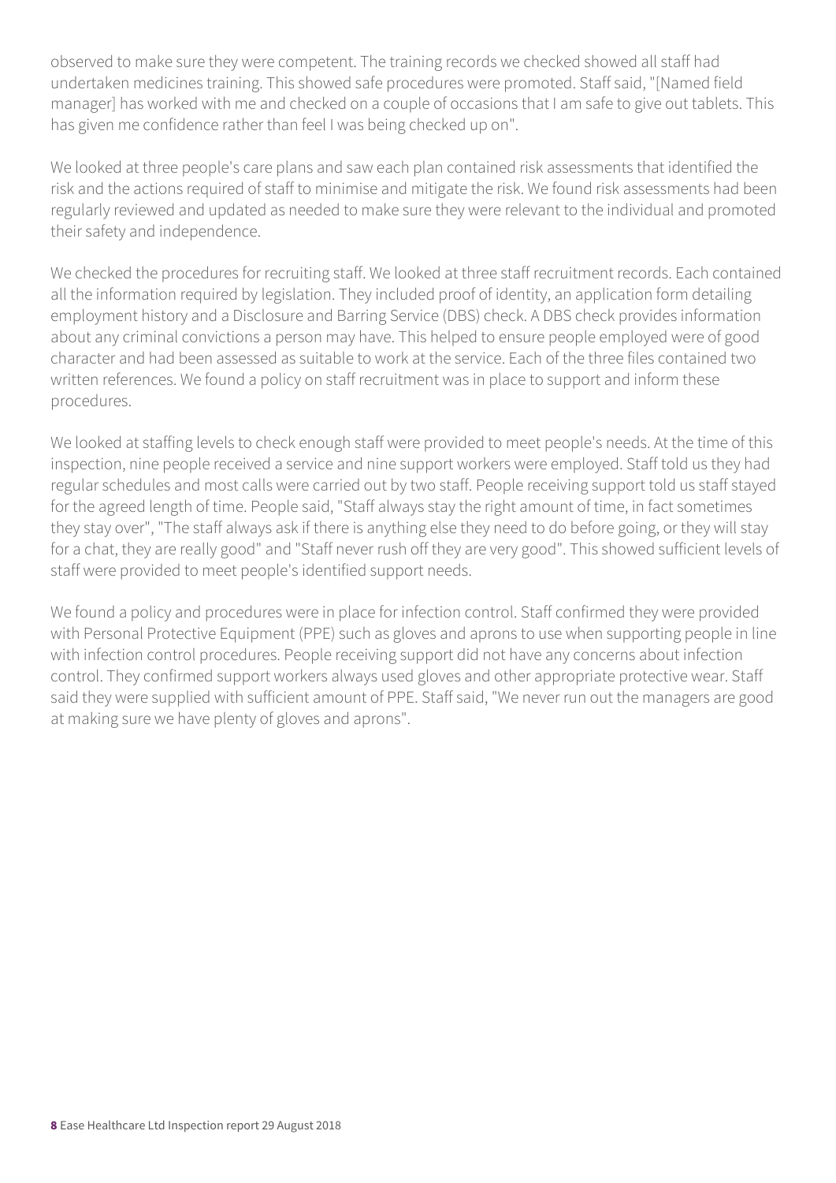observed to make sure they were competent. The training records we checked showed all staff had undertaken medicines training. This showed safe procedures were promoted. Staff said, "[Named field manager] has worked with me and checked on a couple of occasions that I am safe to give out tablets. This has given me confidence rather than feel I was being checked up on".

We looked at three people's care plans and saw each plan contained risk assessments that identified the risk and the actions required of staff to minimise and mitigate the risk. We found risk assessments had been regularly reviewed and updated as needed to make sure they were relevant to the individual and promoted their safety and independence.

We checked the procedures for recruiting staff. We looked at three staff recruitment records. Each contained all the information required by legislation. They included proof of identity, an application form detailing employment history and a Disclosure and Barring Service (DBS) check. A DBS check provides information about any criminal convictions a person may have. This helped to ensure people employed were of good character and had been assessed as suitable to work at the service. Each of the three files contained two written references. We found a policy on staff recruitment was in place to support and inform these procedures.

We looked at staffing levels to check enough staff were provided to meet people's needs. At the time of this inspection, nine people received a service and nine support workers were employed. Staff told us they had regular schedules and most calls were carried out by two staff. People receiving support told us staff stayed for the agreed length of time. People said, "Staff always stay the right amount of time, in fact sometimes they stay over", "The staff always ask if there is anything else they need to do before going, or they will stay for a chat, they are really good" and "Staff never rush off they are very good". This showed sufficient levels of staff were provided to meet people's identified support needs.

We found a policy and procedures were in place for infection control. Staff confirmed they were provided with Personal Protective Equipment (PPE) such as gloves and aprons to use when supporting people in line with infection control procedures. People receiving support did not have any concerns about infection control. They confirmed support workers always used gloves and other appropriate protective wear. Staff said they were supplied with sufficient amount of PPE. Staff said, "We never run out the managers are good at making sure we have plenty of gloves and aprons".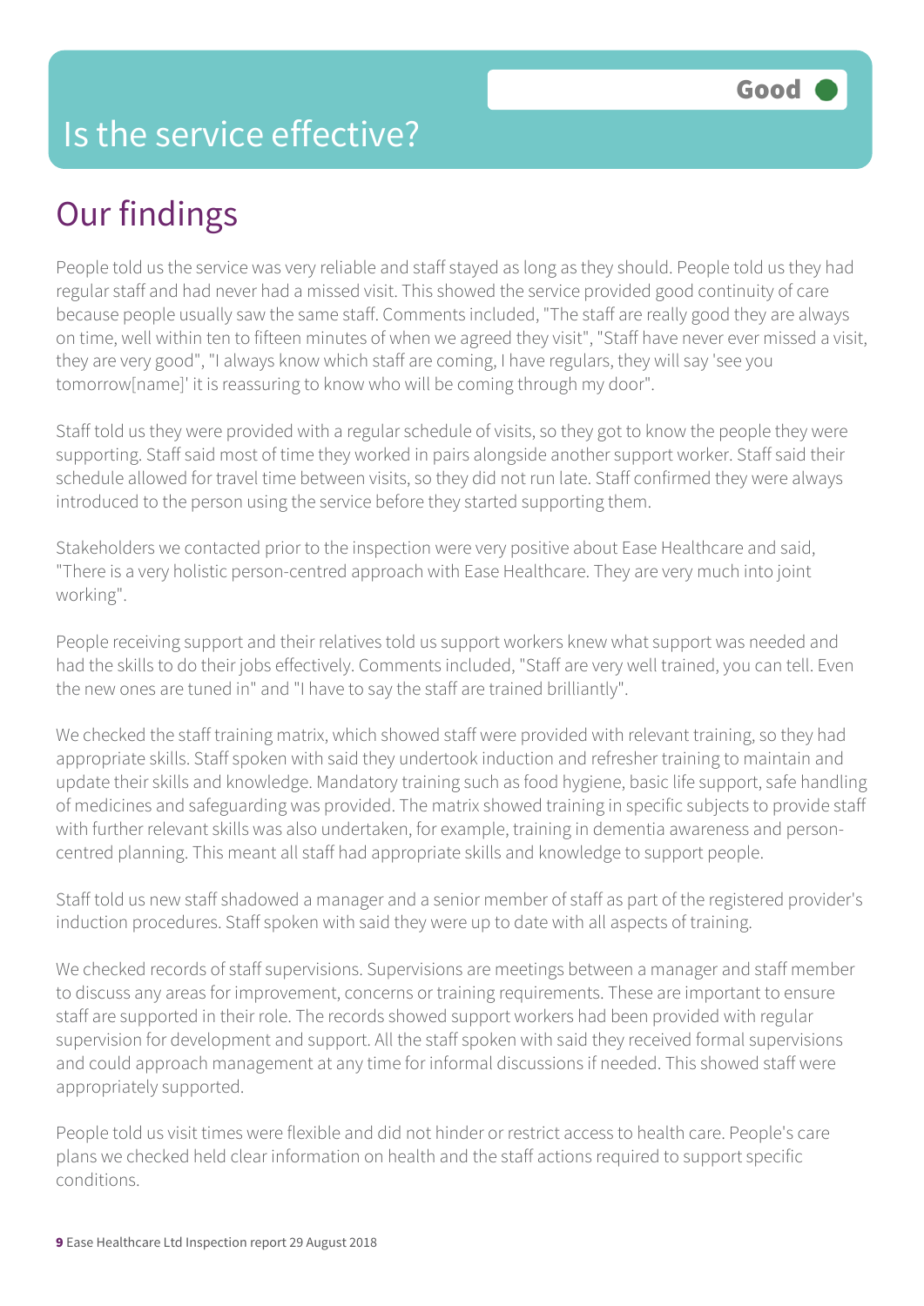# Is the service effective?

**Good**

## Our findings

People told us the service was very reliable and staff stayed as long as they should. People told us they had regular staff and had never had a missed visit. This showed the service provided good continuity of care because people usually saw the same staff. Comments included, "The staff are really good they are always on time, well within ten to fifteen minutes of when we agreed they visit", "Staff have never ever missed a visit, they are very good", "I always know which staff are coming, I have regulars, they will say 'see you tomorrow[name]' it is reassuring to know who will be coming through my door".

Staff told us they were provided with a regular schedule of visits, so they got to know the people they were supporting. Staff said most of time they worked in pairs alongside another support worker. Staff said their schedule allowed for travel time between visits, so they did not run late. Staff confirmed they were always introduced to the person using the service before they started supporting them.

Stakeholders we contacted prior to the inspection were very positive about Ease Healthcare and said, "There is a very holistic person-centred approach with Ease Healthcare. They are very much into joint working".

People receiving support and their relatives told us support workers knew what support was needed and had the skills to do their jobs effectively. Comments included, "Staff are very well trained, you can tell. Even the new ones are tuned in" and "I have to say the staff are trained brilliantly".

We checked the staff training matrix, which showed staff were provided with relevant training, so they had appropriate skills. Staff spoken with said they undertook induction and refresher training to maintain and update their skills and knowledge. Mandatory training such as food hygiene, basic life support, safe handling of medicines and safeguarding was provided. The matrix showed training in specific subjects to provide staff with further relevant skills was also undertaken, for example, training in dementia awareness and person-centred planning. This meant all staff had appropriate skills and knowledge to support people.

Staff told us new staff shadowed a manager and a senior member of staff as part of the registered provider's induction procedures. Staff spoken with said they were up to date with all aspects of training.

We checked records of staff supervisions. Supervisions are meetings between a manager and staff member to discuss any areas for improvement, concerns or training requirements. These are important to ensure staff are supported in their role. The records showed support workers had been provided with regular supervision for development and support. All the staff spoken with said they received formal supervisions and could approach management at any time for informal discussions if needed. This showed staff were appropriately supported.

People told us visit times were flexible and did not hinder or restrict access to health care. People's care plans we checked held clear information on health and the staff actions required to support specific conditions.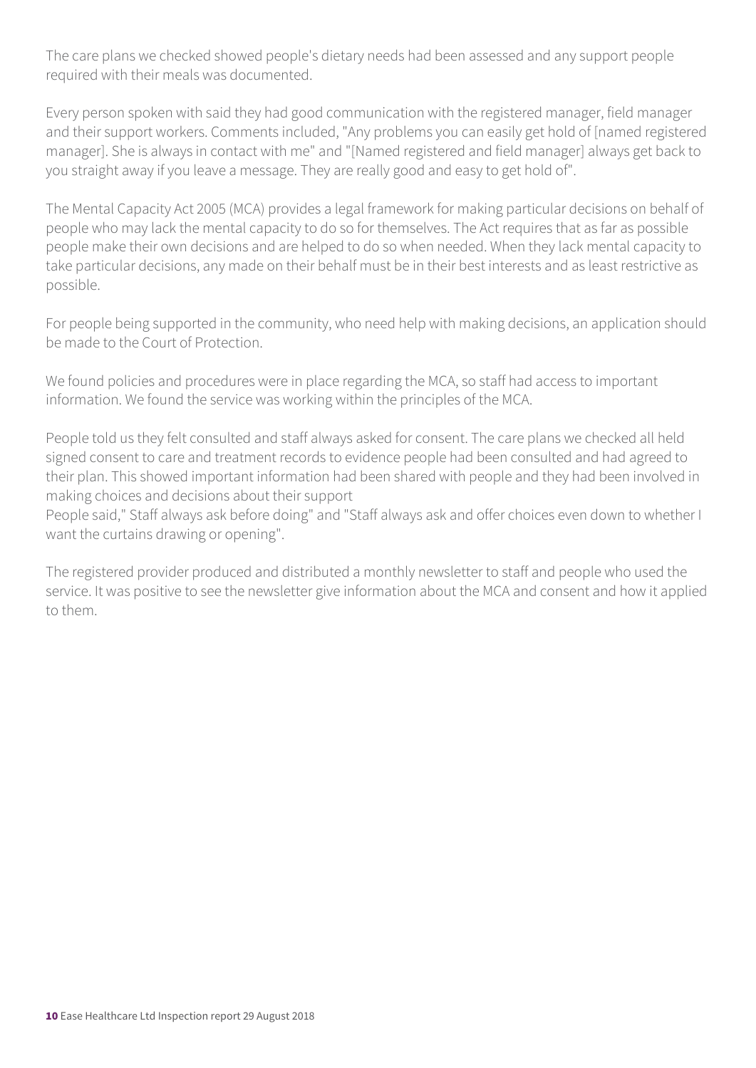The care plans we checked showed people's dietary needs had been assessed and any support people required with their meals was documented.

Every person spoken with said they had good communication with the registered manager, field manager and their support workers. Comments included, "Any problems you can easily get hold of [named registered manager]. She is always in contact with me" and "[Named registered and field manager] always get back to you straight away if you leave a message. They are really good and easy to get hold of".

The Mental Capacity Act 2005 (MCA) provides a legal framework for making particular decisions on behalf of people who may lack the mental capacity to do so for themselves. The Act requires that as far as possible people make their own decisions and are helped to do so when needed. When they lack mental capacity to take particular decisions, any made on their behalf must be in their best interests and as least restrictive as possible.

For people being supported in the community, who need help with making decisions, an application should be made to the Court of Protection.

We found policies and procedures were in place regarding the MCA, so staff had access to important information. We found the service was working within the principles of the MCA.

People told us they felt consulted and staff always asked for consent. The care plans we checked all held signed consent to care and treatment records to evidence people had been consulted and had agreed to their plan. This showed important information had been shared with people and they had been involved in making choices and decisions about their support
People said," Staff always ask before doing" and "Staff always ask and offer choices even down to whether I want the curtains drawing or opening".

The registered provider produced and distributed a monthly newsletter to staff and people who used the service. It was positive to see the newsletter give information about the MCA and consent and how it applied to them.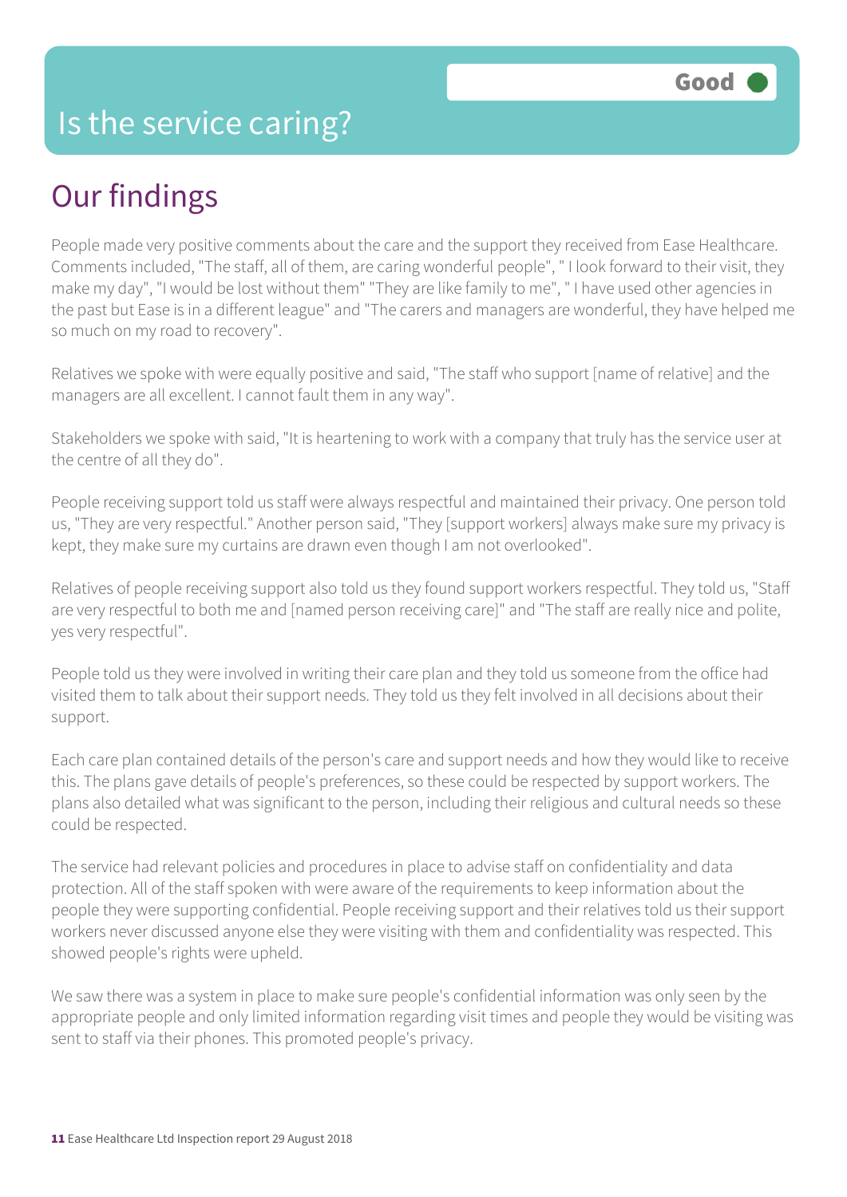# Is the service caring?

**Good**

## Our findings

People made very positive comments about the care and the support they received from Ease Healthcare. Comments included, "The staff, all of them, are caring wonderful people", " I look forward to their visit, they make my day", "I would be lost without them" "They are like family to me", " I have used other agencies in the past but Ease is in a different league" and "The carers and managers are wonderful, they have helped me so much on my road to recovery".

Relatives we spoke with were equally positive and said, "The staff who support [name of relative] and the managers are all excellent. I cannot fault them in any way".

Stakeholders we spoke with said, "It is heartening to work with a company that truly has the service user at the centre of all they do".

People receiving support told us staff were always respectful and maintained their privacy. One person told us, "They are very respectful." Another person said, "They [support workers] always make sure my privacy is kept, they make sure my curtains are drawn even though I am not overlooked".

Relatives of people receiving support also told us they found support workers respectful. They told us, "Staff are very respectful to both me and [named person receiving care]" and "The staff are really nice and polite, yes very respectful".

People told us they were involved in writing their care plan and they told us someone from the office had visited them to talk about their support needs. They told us they felt involved in all decisions about their support.

Each care plan contained details of the person's care and support needs and how they would like to receive this. The plans gave details of people's preferences, so these could be respected by support workers. The plans also detailed what was significant to the person, including their religious and cultural needs so these could be respected.

The service had relevant policies and procedures in place to advise staff on confidentiality and data protection. All of the staff spoken with were aware of the requirements to keep information about the people they were supporting confidential. People receiving support and their relatives told us their support workers never discussed anyone else they were visiting with them and confidentiality was respected. This showed people's rights were upheld.

We saw there was a system in place to make sure people's confidential information was only seen by the appropriate people and only limited information regarding visit times and people they would be visiting was sent to staff via their phones. This promoted people's privacy.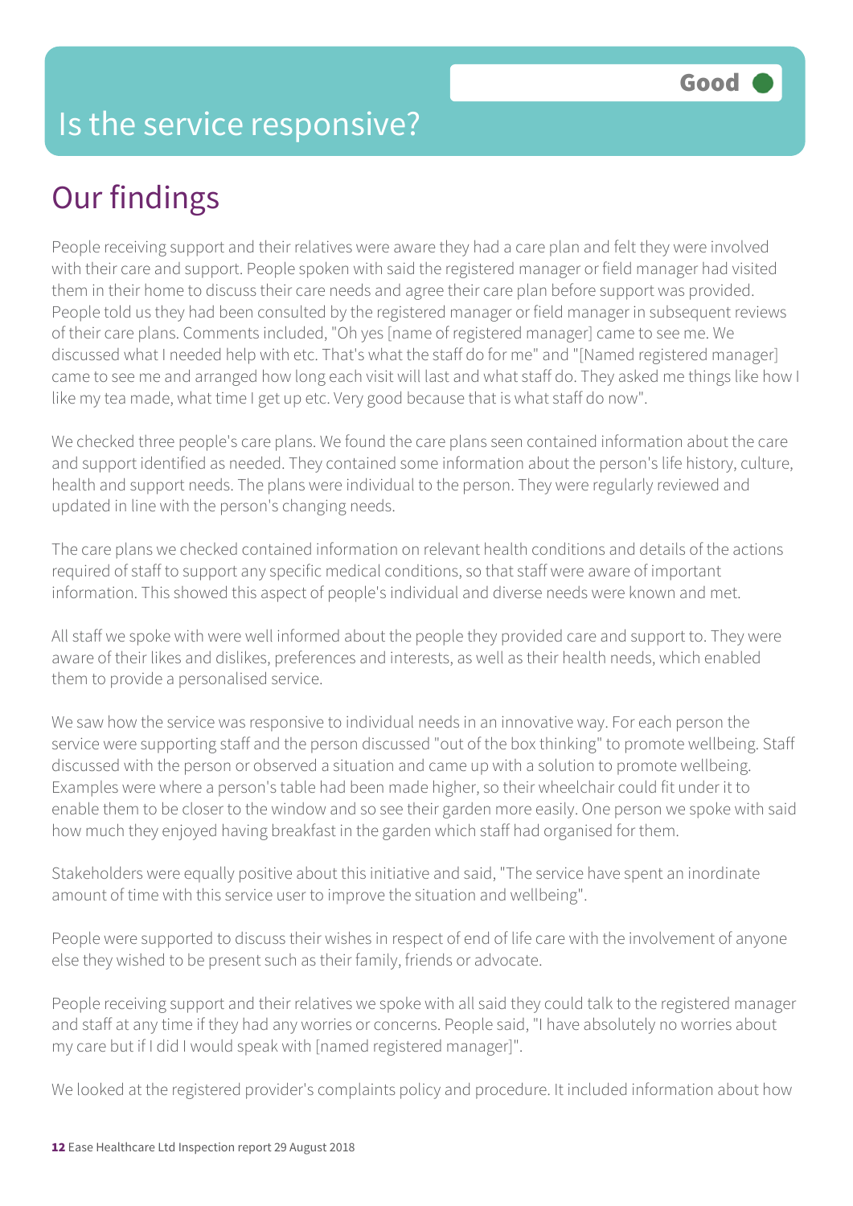# Is the service responsive?

Good

## Our findings

People receiving support and their relatives were aware they had a care plan and felt they were involved with their care and support. People spoken with said the registered manager or field manager had visited them in their home to discuss their care needs and agree their care plan before support was provided. People told us they had been consulted by the registered manager or field manager in subsequent reviews of their care plans. Comments included, "Oh yes [name of registered manager] came to see me. We discussed what I needed help with etc. That's what the staff do for me" and "[Named registered manager] came to see me and arranged how long each visit will last and what staff do. They asked me things like how I like my tea made, what time I get up etc. Very good because that is what staff do now".

We checked three people's care plans. We found the care plans seen contained information about the care and support identified as needed. They contained some information about the person's life history, culture, health and support needs. The plans were individual to the person. They were regularly reviewed and updated in line with the person's changing needs.

The care plans we checked contained information on relevant health conditions and details of the actions required of staff to support any specific medical conditions, so that staff were aware of important information. This showed this aspect of people's individual and diverse needs were known and met.

All staff we spoke with were well informed about the people they provided care and support to. They were aware of their likes and dislikes, preferences and interests, as well as their health needs, which enabled them to provide a personalised service.

We saw how the service was responsive to individual needs in an innovative way. For each person the service were supporting staff and the person discussed "out of the box thinking" to promote wellbeing. Staff discussed with the person or observed a situation and came up with a solution to promote wellbeing. Examples were where a person's table had been made higher, so their wheelchair could fit under it to enable them to be closer to the window and so see their garden more easily. One person we spoke with said how much they enjoyed having breakfast in the garden which staff had organised for them.

Stakeholders were equally positive about this initiative and said, "The service have spent an inordinate amount of time with this service user to improve the situation and wellbeing".

People were supported to discuss their wishes in respect of end of life care with the involvement of anyone else they wished to be present such as their family, friends or advocate.

People receiving support and their relatives we spoke with all said they could talk to the registered manager and staff at any time if they had any worries or concerns. People said, "I have absolutely no worries about my care but if I did I would speak with [named registered manager]".

We looked at the registered provider's complaints policy and procedure. It included information about how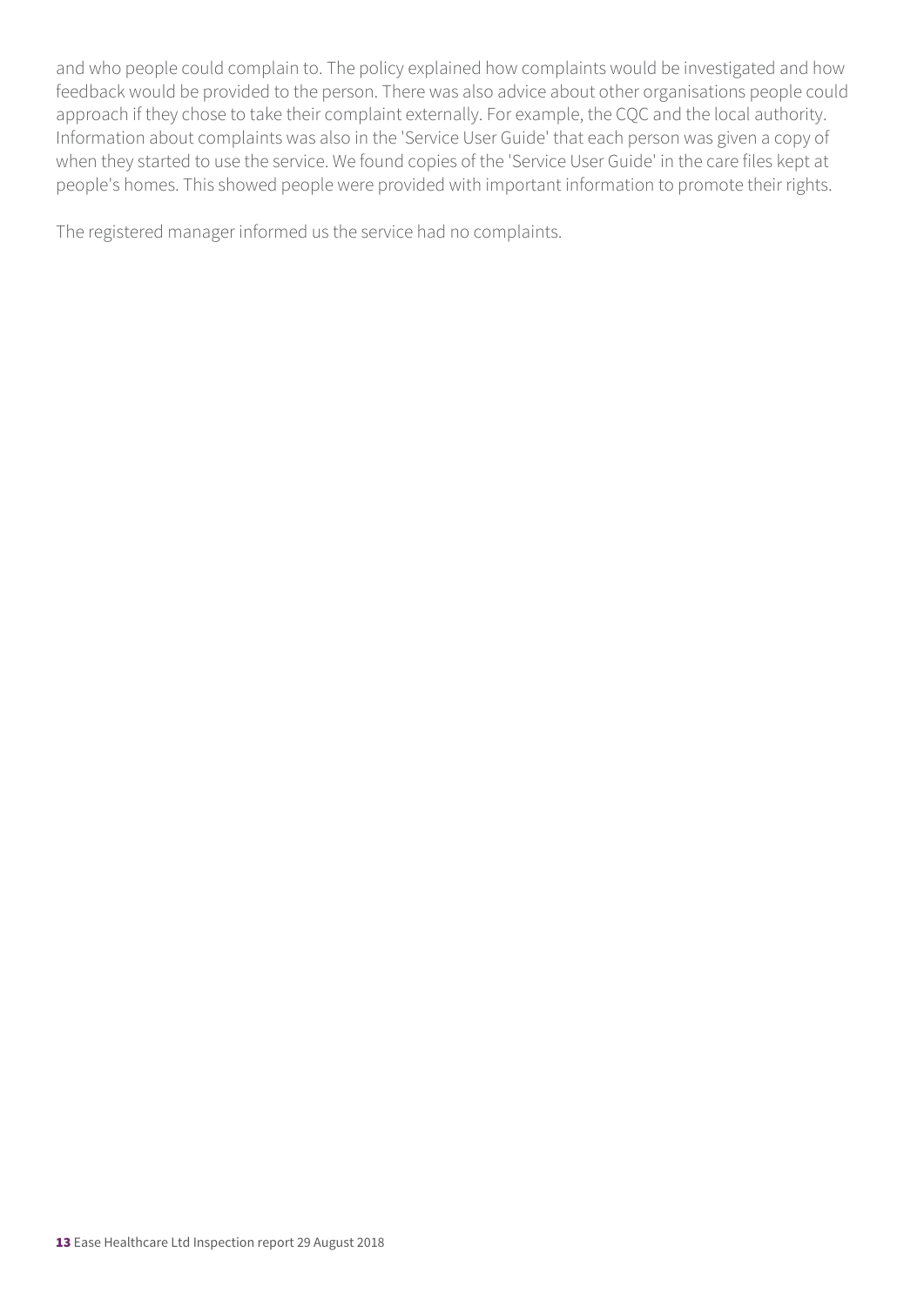and who people could complain to. The policy explained how complaints would be investigated and how feedback would be provided to the person. There was also advice about other organisations people could approach if they chose to take their complaint externally. For example, the CQC and the local authority. Information about complaints was also in the 'Service User Guide' that each person was given a copy of when they started to use the service. We found copies of the 'Service User Guide' in the care files kept at people's homes. This showed people were provided with important information to promote their rights.

The registered manager informed us the service had no complaints.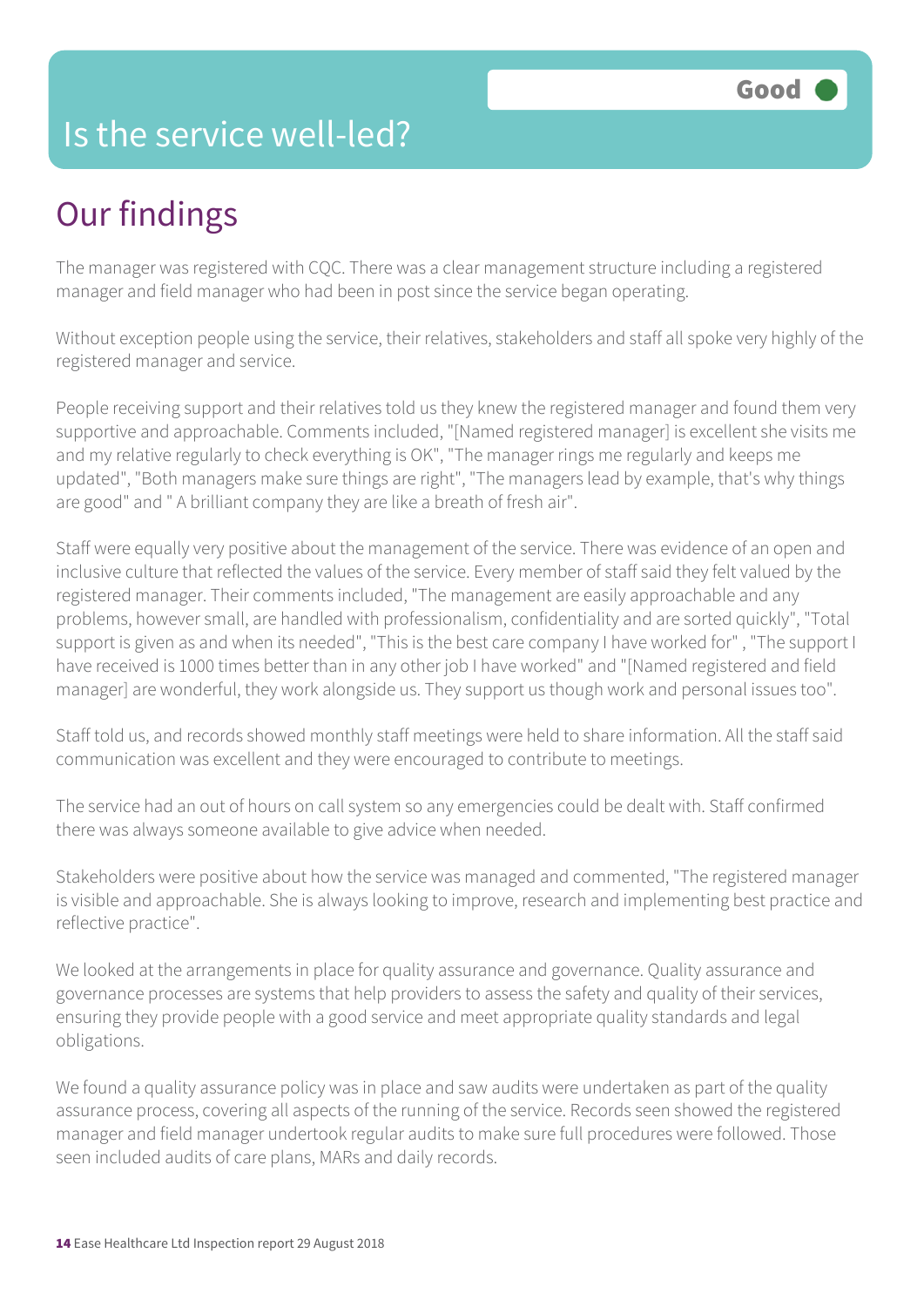Good

# Is the service well-led?

## Our findings

The manager was registered with CQC. There was a clear management structure including a registered manager and field manager who had been in post since the service began operating.

Without exception people using the service, their relatives, stakeholders and staff all spoke very highly of the registered manager and service.

People receiving support and their relatives told us they knew the registered manager and found them very supportive and approachable. Comments included, "[Named registered manager] is excellent she visits me and my relative regularly to check everything is OK", "The manager rings me regularly and keeps me updated", "Both managers make sure things are right", "The managers lead by example, that's why things are good" and " A brilliant company they are like a breath of fresh air".

Staff were equally very positive about the management of the service. There was evidence of an open and inclusive culture that reflected the values of the service. Every member of staff said they felt valued by the registered manager. Their comments included, "The management are easily approachable and any problems, however small, are handled with professionalism, confidentiality and are sorted quickly", "Total support is given as and when its needed", "This is the best care company I have worked for" , "The support I have received is 1000 times better than in any other job I have worked" and "[Named registered and field manager] are wonderful, they work alongside us. They support us though work and personal issues too".

Staff told us, and records showed monthly staff meetings were held to share information. All the staff said communication was excellent and they were encouraged to contribute to meetings.

The service had an out of hours on call system so any emergencies could be dealt with. Staff confirmed there was always someone available to give advice when needed.

Stakeholders were positive about how the service was managed and commented, "The registered manager is visible and approachable. She is always looking to improve, research and implementing best practice and reflective practice".

We looked at the arrangements in place for quality assurance and governance. Quality assurance and governance processes are systems that help providers to assess the safety and quality of their services, ensuring they provide people with a good service and meet appropriate quality standards and legal obligations.

We found a quality assurance policy was in place and saw audits were undertaken as part of the quality assurance process, covering all aspects of the running of the service. Records seen showed the registered manager and field manager undertook regular audits to make sure full procedures were followed. Those seen included audits of care plans, MARs and daily records.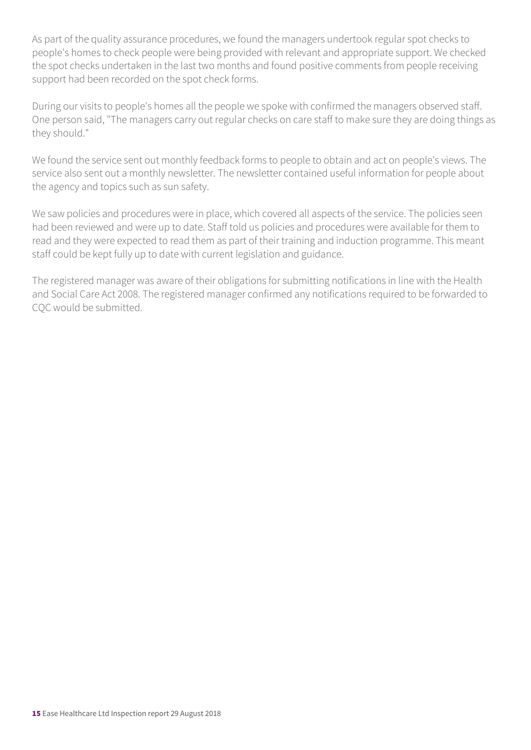As part of the quality assurance procedures, we found the managers undertook regular spot checks to people's homes to check people were being provided with relevant and appropriate support. We checked the spot checks undertaken in the last two months and found positive comments from people receiving support had been recorded on the spot check forms.

During our visits to people's homes all the people we spoke with confirmed the managers observed staff. One person said, "The managers carry out regular checks on care staff to make sure they are doing things as they should."

We found the service sent out monthly feedback forms to people to obtain and act on people's views. The service also sent out a monthly newsletter. The newsletter contained useful information for people about the agency and topics such as sun safety.

We saw policies and procedures were in place, which covered all aspects of the service. The policies seen had been reviewed and were up to date. Staff told us policies and procedures were available for them to read and they were expected to read them as part of their training and induction programme. This meant staff could be kept fully up to date with current legislation and guidance.

The registered manager was aware of their obligations for submitting notifications in line with the Health and Social Care Act 2008. The registered manager confirmed any notifications required to be forwarded to CQC would be submitted.